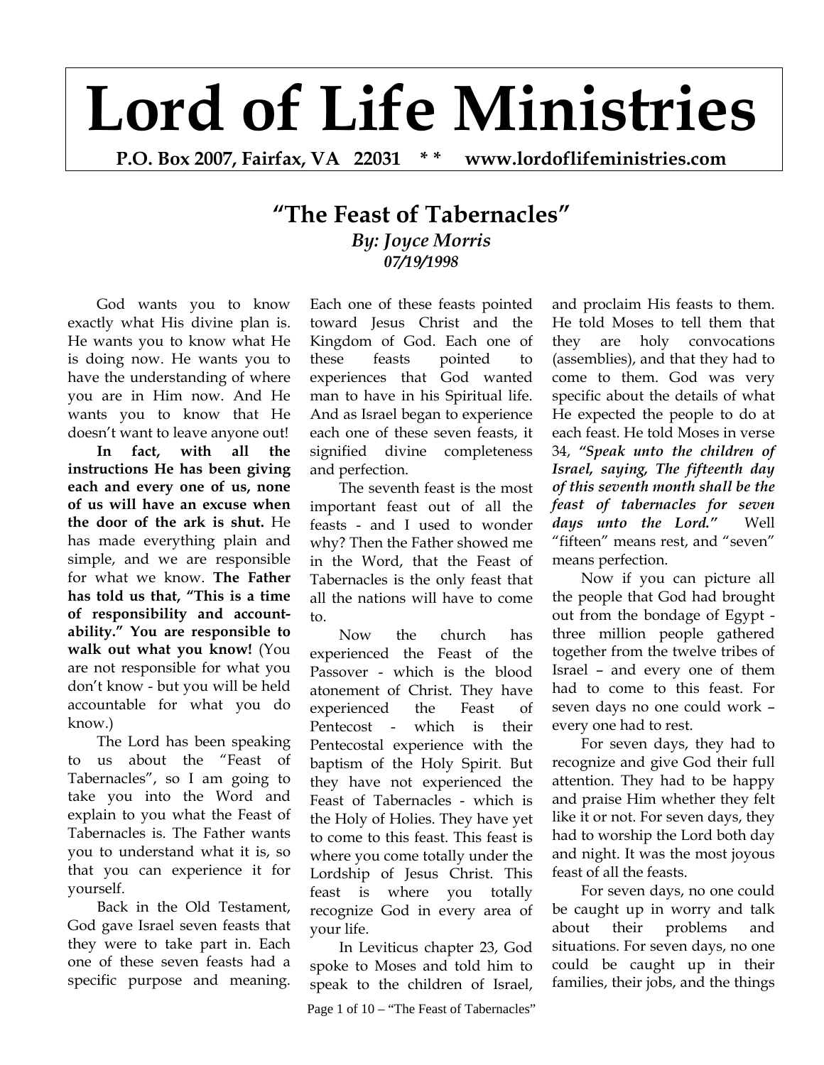# Lord of Life Ministries

**P.O. Box 2007, Fairfax, VA 22031 \* \* www.lordoflifeministries.com**

## "The Feast of Tabernacles"

***By: Joyce Morris***

***07/19/1998***

God wants you to know exactly what His divine plan is. He wants you to know what He is doing now. He wants you to have the understanding of where you are in Him now. And He wants you to know that He doesn't want to leave anyone out!

**In fact, with all the instructions He has been giving each and every one of us, none of us will have an excuse when the door of the ark is shut.** He has made everything plain and simple, and we are responsible for what we know. **The Father has told us that, "This is a time of responsibility and accountability." You are responsible to walk out what you know!** (You are not responsible for what you don't know - but you will be held accountable for what you do know.)

The Lord has been speaking to us about the "Feast of Tabernacles", so I am going to take you into the Word and explain to you what the Feast of Tabernacles is. The Father wants you to understand what it is, so that you can experience it for yourself.

Back in the Old Testament, God gave Israel seven feasts that they were to take part in. Each one of these seven feasts had a specific purpose and meaning. Each one of these feasts pointed toward Jesus Christ and the Kingdom of God. Each one of these feasts pointed to experiences that God wanted man to have in his Spiritual life. And as Israel began to experience each one of these seven feasts, it signified divine completeness and perfection.

The seventh feast is the most important feast out of all the feasts - and I used to wonder why? Then the Father showed me in the Word, that the Feast of Tabernacles is the only feast that all the nations will have to come to.

Now the church has experienced the Feast of the Passover - which is the blood atonement of Christ. They have experienced the Feast of Pentecost - which is their Pentecostal experience with the baptism of the Holy Spirit. But they have not experienced the Feast of Tabernacles - which is the Holy of Holies. They have yet to come to this feast. This feast is where you come totally under the Lordship of Jesus Christ. This feast is where you totally recognize God in every area of your life.

In Leviticus chapter 23, God spoke to Moses and told him to speak to the children of Israel, and proclaim His feasts to them. He told Moses to tell them that they are holy convocations (assemblies), and that they had to come to them. God was very specific about the details of what He expected the people to do at each feast. He told Moses in verse 34, ***"Speak unto the children of Israel, saying, The fifteenth day of this seventh month shall be the feast of tabernacles for seven days unto the Lord."*** Well "fifteen" means rest, and "seven" means perfection.

Now if you can picture all the people that God had brought out from the bondage of Egypt - three million people gathered together from the twelve tribes of Israel – and every one of them had to come to this feast. For seven days no one could work – every one had to rest.

For seven days, they had to recognize and give God their full attention. They had to be happy and praise Him whether they felt like it or not. For seven days, they had to worship the Lord both day and night. It was the most joyous feast of all the feasts.

For seven days, no one could be caught up in worry and talk about their problems and situations. For seven days, no one could be caught up in their families, their jobs, and the things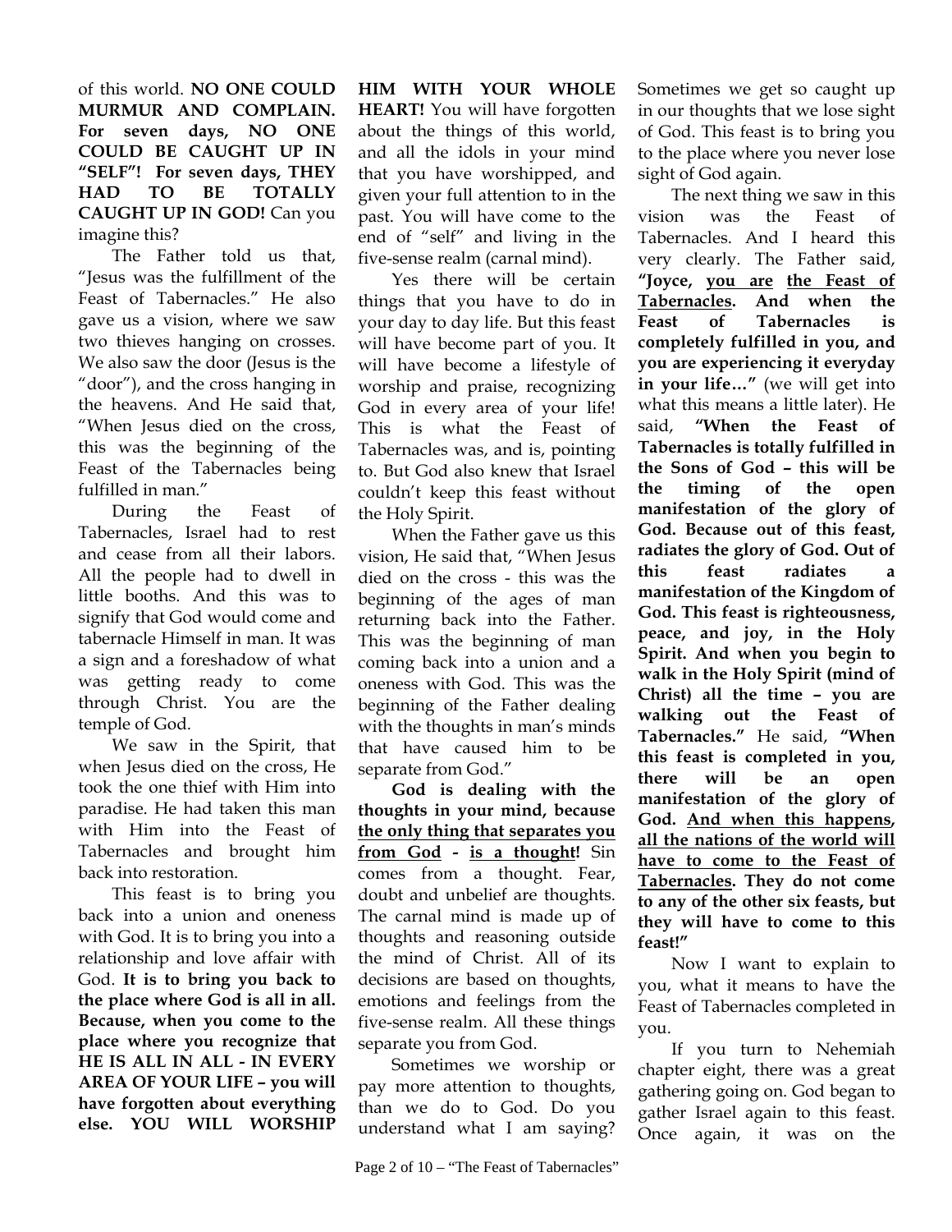of this world. **NO ONE COULD MURMUR AND COMPLAIN. For seven days, NO ONE COULD BE CAUGHT UP IN "SELF"! For seven days, THEY HAD TO BE TOTALLY CAUGHT UP IN GOD!** Can you imagine this?

The Father told us that, "Jesus was the fulfillment of the Feast of Tabernacles." He also gave us a vision, where we saw two thieves hanging on crosses. We also saw the door (Jesus is the "door"), and the cross hanging in the heavens. And He said that, "When Jesus died on the cross, this was the beginning of the Feast of the Tabernacles being fulfilled in man."

During the Feast of Tabernacles, Israel had to rest and cease from all their labors. All the people had to dwell in little booths. And this was to signify that God would come and tabernacle Himself in man. It was a sign and a foreshadow of what was getting ready to come through Christ. You are the temple of God.

We saw in the Spirit, that when Jesus died on the cross, He took the one thief with Him into paradise. He had taken this man with Him into the Feast of Tabernacles and brought him back into restoration.

This feast is to bring you back into a union and oneness with God. It is to bring you into a relationship and love affair with God. **It is to bring you back to the place where God is all in all. Because, when you come to the place where you recognize that HE IS ALL IN ALL - IN EVERY AREA OF YOUR LIFE – you will have forgotten about everything else. YOU WILL WORSHIP HIM WITH YOUR WHOLE HEART!** You will have forgotten about the things of this world, and all the idols in your mind that you have worshipped, and given your full attention to in the past. You will have come to the end of "self" and living in the five-sense realm (carnal mind).

Yes there will be certain things that you have to do in your day to day life. But this feast will have become part of you. It will have become a lifestyle of worship and praise, recognizing God in every area of your life! This is what the Feast of Tabernacles was, and is, pointing to. But God also knew that Israel couldn't keep this feast without the Holy Spirit.

When the Father gave us this vision, He said that, "When Jesus died on the cross - this was the beginning of the ages of man returning back into the Father. This was the beginning of man coming back into a union and a oneness with God. This was the beginning of the Father dealing with the thoughts in man's minds that have caused him to be separate from God."

**God is dealing with the thoughts in your mind, because <u>the only thing that separates you from God</u> - <u>is a thought</u>!** Sin comes from a thought. Fear, doubt and unbelief are thoughts. The carnal mind is made up of thoughts and reasoning outside the mind of Christ. All of its decisions are based on thoughts, emotions and feelings from the five-sense realm. All these things separate you from God.

Sometimes we worship or pay more attention to thoughts, than we do to God. Do you understand what I am saying? Sometimes we get so caught up in our thoughts that we lose sight of God. This feast is to bring you to the place where you never lose sight of God again.

The next thing we saw in this vision was the Feast of Tabernacles. And I heard this very clearly. The Father said, **"Joyce, <u>you are</u> <u>the Feast of Tabernacles</u>. And when the Feast of Tabernacles is completely fulfilled in you, and you are experiencing it everyday in your life…"** (we will get into what this means a little later). He said, **"When the Feast of Tabernacles is totally fulfilled in the Sons of God – this will be the timing of the open manifestation of the glory of God. Because out of this feast, radiates the glory of God. Out of this feast radiates a manifestation of the Kingdom of God. This feast is righteousness, peace, and joy, in the Holy Spirit. And when you begin to walk in the Holy Spirit (mind of Christ) all the time – you are walking out the Feast of Tabernacles."** He said, **"When this feast is completed in you, there will be an open manifestation of the glory of God. <u>And when this happens, all the nations of the world will have to come to the Feast of Tabernacles</u>. They do not come to any of the other six feasts, but they will have to come to this feast!"**

Now I want to explain to you, what it means to have the Feast of Tabernacles completed in you.

If you turn to Nehemiah chapter eight, there was a great gathering going on. God began to gather Israel again to this feast. Once again, it was on the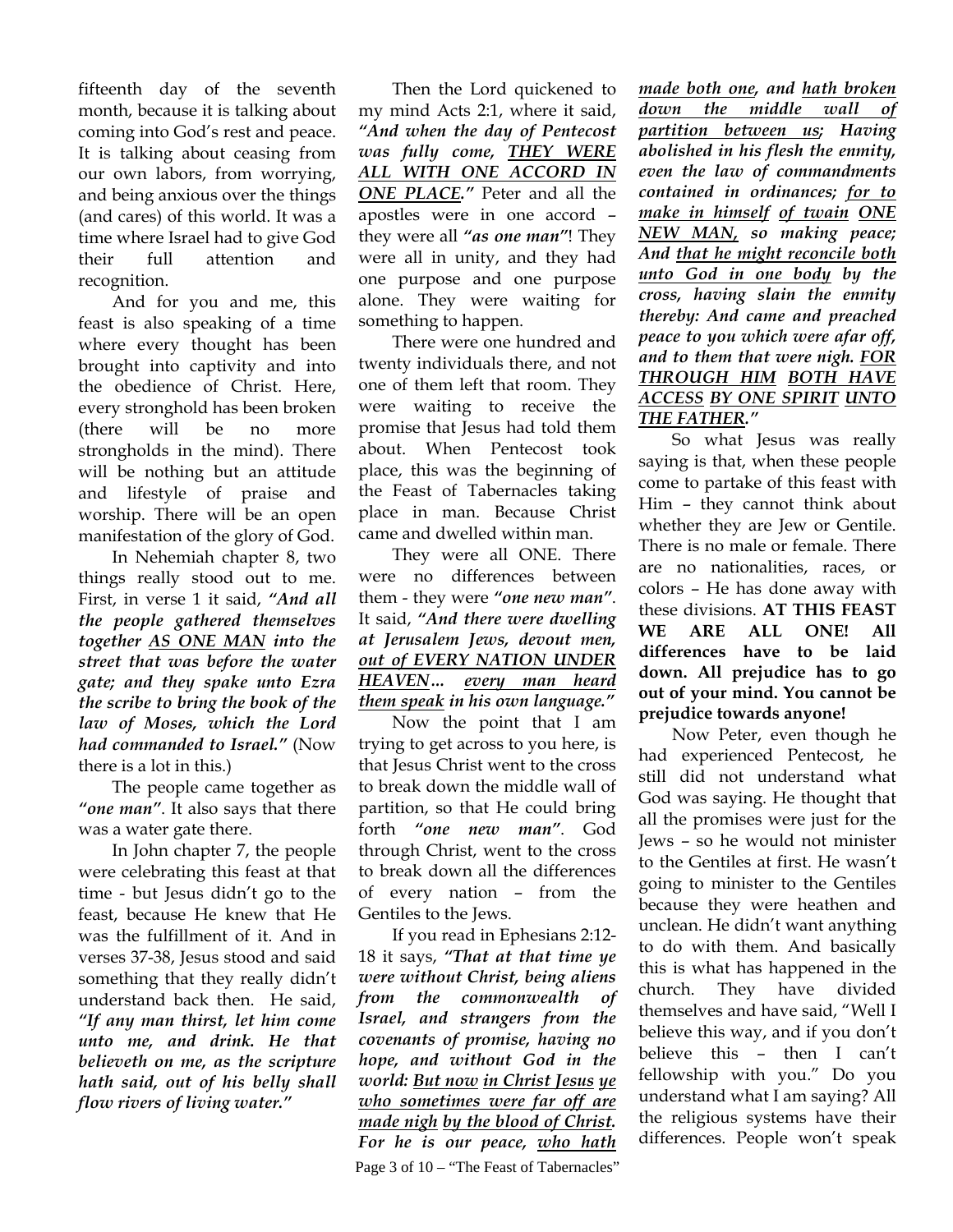fifteenth day of the seventh month, because it is talking about coming into God's rest and peace. It is talking about ceasing from our own labors, from worrying, and being anxious over the things (and cares) of this world. It was a time where Israel had to give God their full attention and recognition.

And for you and me, this feast is also speaking of a time where every thought has been brought into captivity and into the obedience of Christ. Here, every stronghold has been broken (there will be no more strongholds in the mind). There will be nothing but an attitude and lifestyle of praise and worship. There will be an open manifestation of the glory of God.

In Nehemiah chapter 8, two things really stood out to me. First, in verse 1 it said, ***"And all the people gathered themselves together <u>AS ONE MAN</u> into the street that was before the water gate; and they spake unto Ezra the scribe to bring the book of the law of Moses, which the Lord had commanded to Israel."*** (Now there is a lot in this.)

The people came together as ***"one man"***. It also says that there was a water gate there.

In John chapter 7, the people were celebrating this feast at that time - but Jesus didn't go to the feast, because He knew that He was the fulfillment of it. And in verses 37-38, Jesus stood and said something that they really didn't understand back then. He said, ***"If any man thirst, let him come unto me, and drink. He that believeth on me, as the scripture hath said, out of his belly shall flow rivers of living water."***

Then the Lord quickened to my mind Acts 2:1, where it said, ***"And when the day of Pentecost was fully come, <u>THEY WERE ALL WITH ONE ACCORD IN ONE PLACE</u>."*** Peter and all the apostles were in one accord – they were all ***"as one man"***! They were all in unity, and they had one purpose and one purpose alone. They were waiting for something to happen.

There were one hundred and twenty individuals there, and not one of them left that room. They were waiting to receive the promise that Jesus had told them about. When Pentecost took place, this was the beginning of the Feast of Tabernacles taking place in man. Because Christ came and dwelled within man.

They were all ONE. There were no differences between them - they were ***"one new man"***. It said, ***"And there were dwelling at Jerusalem Jews, devout men, <u>out of EVERY NATION UNDER HEAVEN</u>… <u>every man heard them speak</u> in his own language."***

Now the point that I am trying to get across to you here, is that Jesus Christ went to the cross to break down the middle wall of partition, so that He could bring forth ***"one new man"***. God through Christ, went to the cross to break down all the differences of every nation – from the Gentiles to the Jews.

If you read in Ephesians 2:12-18 it says, ***"That at that time ye were without Christ, being aliens from the commonwealth of Israel, and strangers from the covenants of promise, having no hope, and without God in the world: <u>But now</u> <u>in Christ Jesus</u> <u>ye who sometimes were far off are made nigh</u> <u>by the blood of Christ</u>. For he is our peace, <u>who hath made both one</u>, and <u>hath broken down the middle wall of partition between us</u>; Having abolished in his flesh the enmity, even the law of commandments contained in ordinances; <u>for to make in himself</u> <u>of twain</u> <u>ONE NEW MAN</u>, so making peace; And <u>that he might reconcile both unto God in one body</u> by the cross, having slain the enmity thereby: And came and preached peace to you which were afar off, and to them that were nigh. <u>FOR THROUGH HIM</u> <u>BOTH HAVE ACCESS</u> <u>BY ONE SPIRIT</u> <u>UNTO THE FATHER</u>."***

So what Jesus was really saying is that, when these people come to partake of this feast with Him – they cannot think about whether they are Jew or Gentile. There is no male or female. There are no nationalities, races, or colors – He has done away with these divisions. **AT THIS FEAST WE ARE ALL ONE! All differences have to be laid down. All prejudice has to go out of your mind. You cannot be prejudice towards anyone!**

Now Peter, even though he had experienced Pentecost, he still did not understand what God was saying. He thought that all the promises were just for the Jews – so he would not minister to the Gentiles at first. He wasn't going to minister to the Gentiles because they were heathen and unclean. He didn't want anything to do with them. And basically this is what has happened in the church. They have divided themselves and have said, "Well I believe this way, and if you don't believe this – then I can't fellowship with you." Do you understand what I am saying? All the religious systems have their differences. People won't speak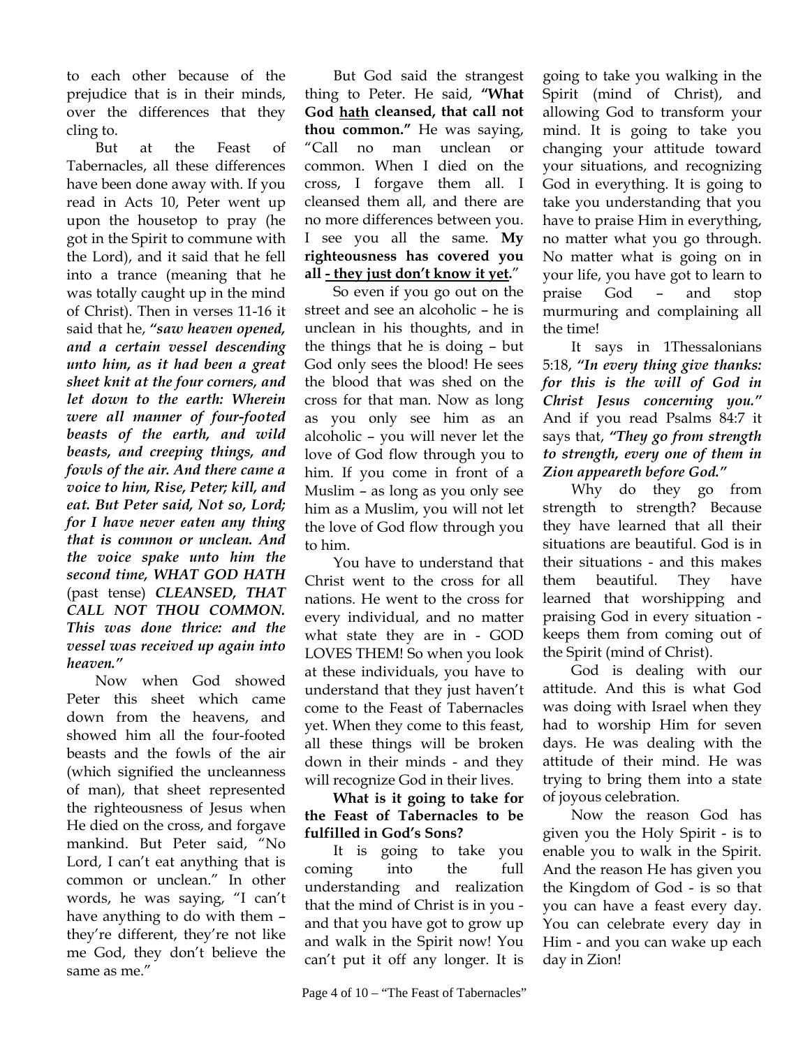to each other because of the prejudice that is in their minds, over the differences that they cling to.

But at the Feast of Tabernacles, all these differences have been done away with. If you read in Acts 10, Peter went up upon the housetop to pray (he got in the Spirit to commune with the Lord), and it said that he fell into a trance (meaning that he was totally caught up in the mind of Christ). Then in verses 11-16 it said that he, ***"saw heaven opened, and a certain vessel descending unto him, as it had been a great sheet knit at the four corners, and let down to the earth: Wherein were all manner of four-footed beasts of the earth, and wild beasts, and creeping things, and fowls of the air. And there came a voice to him, Rise, Peter; kill, and eat. But Peter said, Not so, Lord; for I have never eaten any thing that is common or unclean. And the voice spake unto him the second time, WHAT GOD HATH*** (past tense) ***CLEANSED, THAT CALL NOT THOU COMMON. This was done thrice: and the vessel was received up again into heaven."***

Now when God showed Peter this sheet which came down from the heavens, and showed him all the four-footed beasts and the fowls of the air (which signified the uncleanness of man), that sheet represented the righteousness of Jesus when He died on the cross, and forgave mankind. But Peter said, "No Lord, I can't eat anything that is common or unclean." In other words, he was saying, "I can't have anything to do with them – they're different, they're not like me God, they don't believe the same as me."

But God said the strangest thing to Peter. He said, **"What God <u>hath</u> cleansed, that call not thou common."** He was saying, "Call no man unclean or common. When I died on the cross, I forgave them all. I cleansed them all, and there are no more differences between you. I see you all the same. **My righteousness has covered you all <u>- they just don't know it yet</u>.**"

So even if you go out on the street and see an alcoholic – he is unclean in his thoughts, and in the things that he is doing – but God only sees the blood! He sees the blood that was shed on the cross for that man. Now as long as you only see him as an alcoholic – you will never let the love of God flow through you to him. If you come in front of a Muslim – as long as you only see him as a Muslim, you will not let the love of God flow through you to him.

You have to understand that Christ went to the cross for all nations. He went to the cross for every individual, and no matter what state they are in - GOD LOVES THEM! So when you look at these individuals, you have to understand that they just haven't come to the Feast of Tabernacles yet. When they come to this feast, all these things will be broken down in their minds - and they will recognize God in their lives.

**What is it going to take for the Feast of Tabernacles to be fulfilled in God's Sons?**

It is going to take you coming into the full understanding and realization that the mind of Christ is in you - and that you have got to grow up and walk in the Spirit now! You can't put it off any longer. It is going to take you walking in the Spirit (mind of Christ), and allowing God to transform your mind. It is going to take you changing your attitude toward your situations, and recognizing God in everything. It is going to take you understanding that you have to praise Him in everything, no matter what you go through. No matter what is going on in your life, you have got to learn to praise God – and stop murmuring and complaining all the time!

It says in 1Thessalonians 5:18, ***"In every thing give thanks: for this is the will of God in Christ Jesus concerning you."*** And if you read Psalms 84:7 it says that, ***"They go from strength to strength, every one of them in Zion appeareth before God."***

Why do they go from strength to strength? Because they have learned that all their situations are beautiful. God is in their situations - and this makes them beautiful. They have learned that worshipping and praising God in every situation - keeps them from coming out of the Spirit (mind of Christ).

God is dealing with our attitude. And this is what God was doing with Israel when they had to worship Him for seven days. He was dealing with the attitude of their mind. He was trying to bring them into a state of joyous celebration.

Now the reason God has given you the Holy Spirit - is to enable you to walk in the Spirit. And the reason He has given you the Kingdom of God - is so that you can have a feast every day. You can celebrate every day in Him - and you can wake up each day in Zion!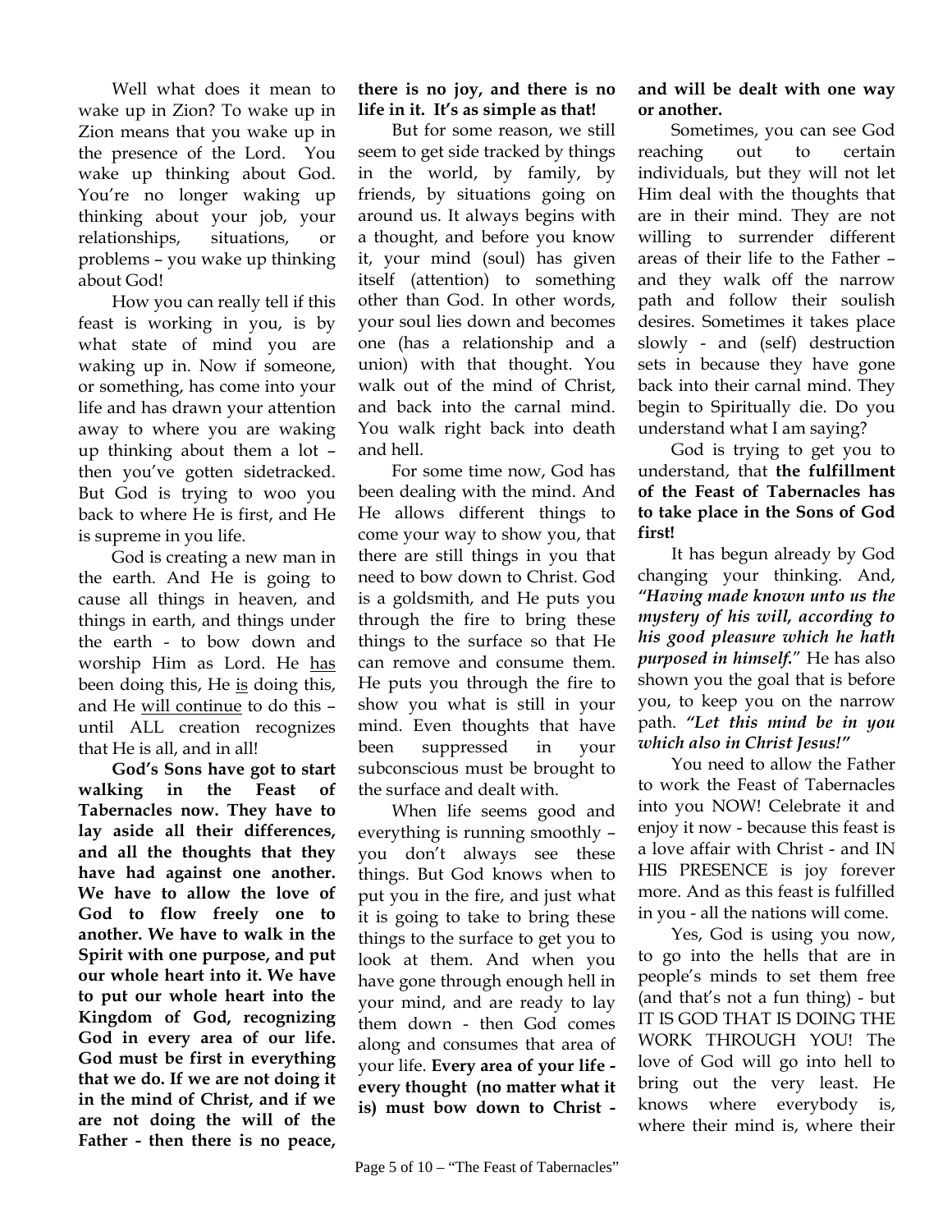Well what does it mean to wake up in Zion? To wake up in Zion means that you wake up in the presence of the Lord. You wake up thinking about God. You're no longer waking up thinking about your job, your relationships, situations, or problems – you wake up thinking about God!

How you can really tell if this feast is working in you, is by what state of mind you are waking up in. Now if someone, or something, has come into your life and has drawn your attention away to where you are waking up thinking about them a lot – then you've gotten sidetracked. But God is trying to woo you back to where He is first, and He is supreme in you life.

God is creating a new man in the earth. And He is going to cause all things in heaven, and things in earth, and things under the earth - to bow down and worship Him as Lord. He <u>has</u> been doing this, He <u>is</u> doing this, and He <u>will continue</u> to do this – until ALL creation recognizes that He is all, and in all!

**God's Sons have got to start walking in the Feast of Tabernacles now. They have to lay aside all their differences, and all the thoughts that they have had against one another. We have to allow the love of God to flow freely one to another. We have to walk in the Spirit with one purpose, and put our whole heart into it. We have to put our whole heart into the Kingdom of God, recognizing God in every area of our life. God must be first in everything that we do. If we are not doing it in the mind of Christ, and if we are not doing the will of the Father - then there is no peace, there is no joy, and there is no life in it. It's as simple as that!**

But for some reason, we still seem to get side tracked by things in the world, by family, by friends, by situations going on around us. It always begins with a thought, and before you know it, your mind (soul) has given itself (attention) to something other than God. In other words, your soul lies down and becomes one (has a relationship and a union) with that thought. You walk out of the mind of Christ, and back into the carnal mind. You walk right back into death and hell.

For some time now, God has been dealing with the mind. And He allows different things to come your way to show you, that there are still things in you that need to bow down to Christ. God is a goldsmith, and He puts you through the fire to bring these things to the surface so that He can remove and consume them. He puts you through the fire to show you what is still in your mind. Even thoughts that have been suppressed in your subconscious must be brought to the surface and dealt with.

When life seems good and everything is running smoothly – you don't always see these things. But God knows when to put you in the fire, and just what it is going to take to bring these things to the surface to get you to look at them. And when you have gone through enough hell in your mind, and are ready to lay them down - then God comes along and consumes that area of your life. **Every area of your life - every thought (no matter what it is) must bow down to Christ - and will be dealt with one way or another.**

Sometimes, you can see God reaching out to certain individuals, but they will not let Him deal with the thoughts that are in their mind. They are not willing to surrender different areas of their life to the Father – and they walk off the narrow path and follow their soulish desires. Sometimes it takes place slowly - and (self) destruction sets in because they have gone back into their carnal mind. They begin to Spiritually die. Do you understand what I am saying?

God is trying to get you to understand, that **the fulfillment of the Feast of Tabernacles has to take place in the Sons of God first!**

It has begun already by God changing your thinking. And, ***"Having made known unto us the mystery of his will, according to his good pleasure which he hath purposed in himself."*** He has also shown you the goal that is before you, to keep you on the narrow path. ***"Let this mind be in you which also in Christ Jesus!"***

You need to allow the Father to work the Feast of Tabernacles into you NOW! Celebrate it and enjoy it now - because this feast is a love affair with Christ - and IN HIS PRESENCE is joy forever more. And as this feast is fulfilled in you - all the nations will come.

Yes, God is using you now, to go into the hells that are in people's minds to set them free (and that's not a fun thing) - but IT IS GOD THAT IS DOING THE WORK THROUGH YOU! The love of God will go into hell to bring out the very least. He knows where everybody is, where their mind is, where their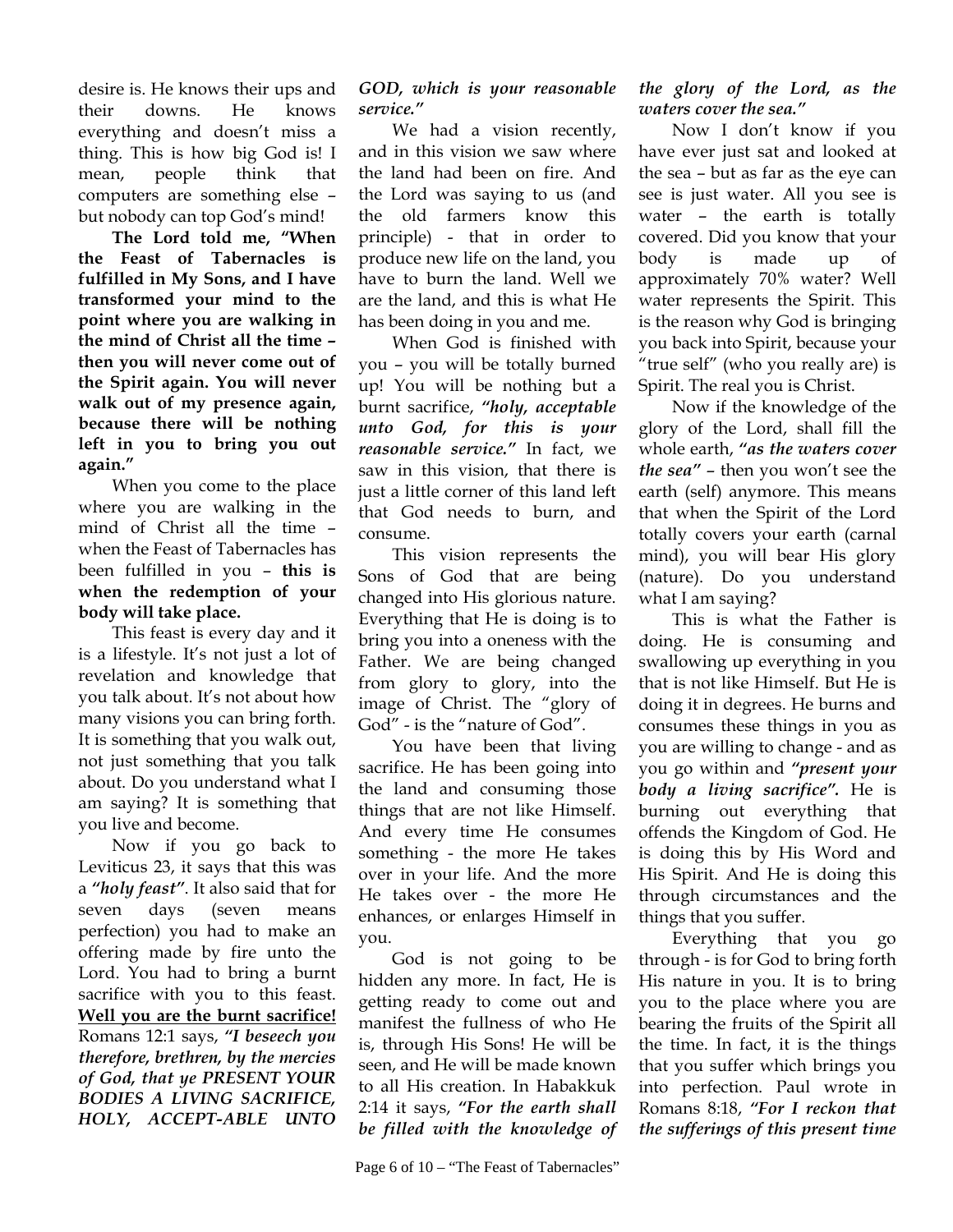desire is. He knows their ups and their downs. He knows everything and doesn't miss a thing. This is how big God is! I mean, people think that computers are something else – but nobody can top God's mind!

**The Lord told me, "When the Feast of Tabernacles is fulfilled in My Sons, and I have transformed your mind to the point where you are walking in the mind of Christ all the time – then you will never come out of the Spirit again. You will never walk out of my presence again, because there will be nothing left in you to bring you out again."**

When you come to the place where you are walking in the mind of Christ all the time – when the Feast of Tabernacles has been fulfilled in you – **this is when the redemption of your body will take place.**

This feast is every day and it is a lifestyle. It's not just a lot of revelation and knowledge that you talk about. It's not about how many visions you can bring forth. It is something that you walk out, not just something that you talk about. Do you understand what I am saying? It is something that you live and become.

Now if you go back to Leviticus 23, it says that this was a ***"holy feast"***. It also said that for seven days (seven means perfection) you had to make an offering made by fire unto the Lord. You had to bring a burnt sacrifice with you to this feast. **Well you are the burnt sacrifice!** Romans 12:1 says, ***"I beseech you therefore, brethren, by the mercies of God, that ye PRESENT YOUR BODIES A LIVING SACRIFICE, HOLY, ACCEPT-ABLE UNTO GOD, which is your reasonable service."***

We had a vision recently, and in this vision we saw where the land had been on fire. And the Lord was saying to us (and the old farmers know this principle) - that in order to produce new life on the land, you have to burn the land. Well we are the land, and this is what He has been doing in you and me.

When God is finished with you – you will be totally burned up! You will be nothing but a burnt sacrifice, ***"holy, acceptable unto God, for this is your reasonable service."*** In fact, we saw in this vision, that there is just a little corner of this land left that God needs to burn, and consume.

This vision represents the Sons of God that are being changed into His glorious nature. Everything that He is doing is to bring you into a oneness with the Father. We are being changed from glory to glory, into the image of Christ. The "glory of God" - is the "nature of God".

You have been that living sacrifice. He has been going into the land and consuming those things that are not like Himself. And every time He consumes something - the more He takes over in your life. And the more He takes over - the more He enhances, or enlarges Himself in you.

God is not going to be hidden any more. In fact, He is getting ready to come out and manifest the fullness of who He is, through His Sons! He will be seen, and He will be made known to all His creation. In Habakkuk 2:14 it says, ***"For the earth shall be filled with the knowledge of the glory of the Lord, as the waters cover the sea."***

Now I don't know if you have ever just sat and looked at the sea – but as far as the eye can see is just water. All you see is water – the earth is totally covered. Did you know that your body is made up of approximately 70% water? Well water represents the Spirit. This is the reason why God is bringing you back into Spirit, because your "true self" (who you really are) is Spirit. The real you is Christ.

Now if the knowledge of the glory of the Lord, shall fill the whole earth, ***"as the waters cover the sea"*** – then you won't see the earth (self) anymore. This means that when the Spirit of the Lord totally covers your earth (carnal mind), you will bear His glory (nature). Do you understand what I am saying?

This is what the Father is doing. He is consuming and swallowing up everything in you that is not like Himself. But He is doing it in degrees. He burns and consumes these things in you as you are willing to change - and as you go within and ***"present your body a living sacrifice".*** He is burning out everything that offends the Kingdom of God. He is doing this by His Word and His Spirit. And He is doing this through circumstances and the things that you suffer.

Everything that you go through - is for God to bring forth His nature in you. It is to bring you to the place where you are bearing the fruits of the Spirit all the time. In fact, it is the things that you suffer which brings you into perfection. Paul wrote in Romans 8:18, ***"For I reckon that the sufferings of this present time***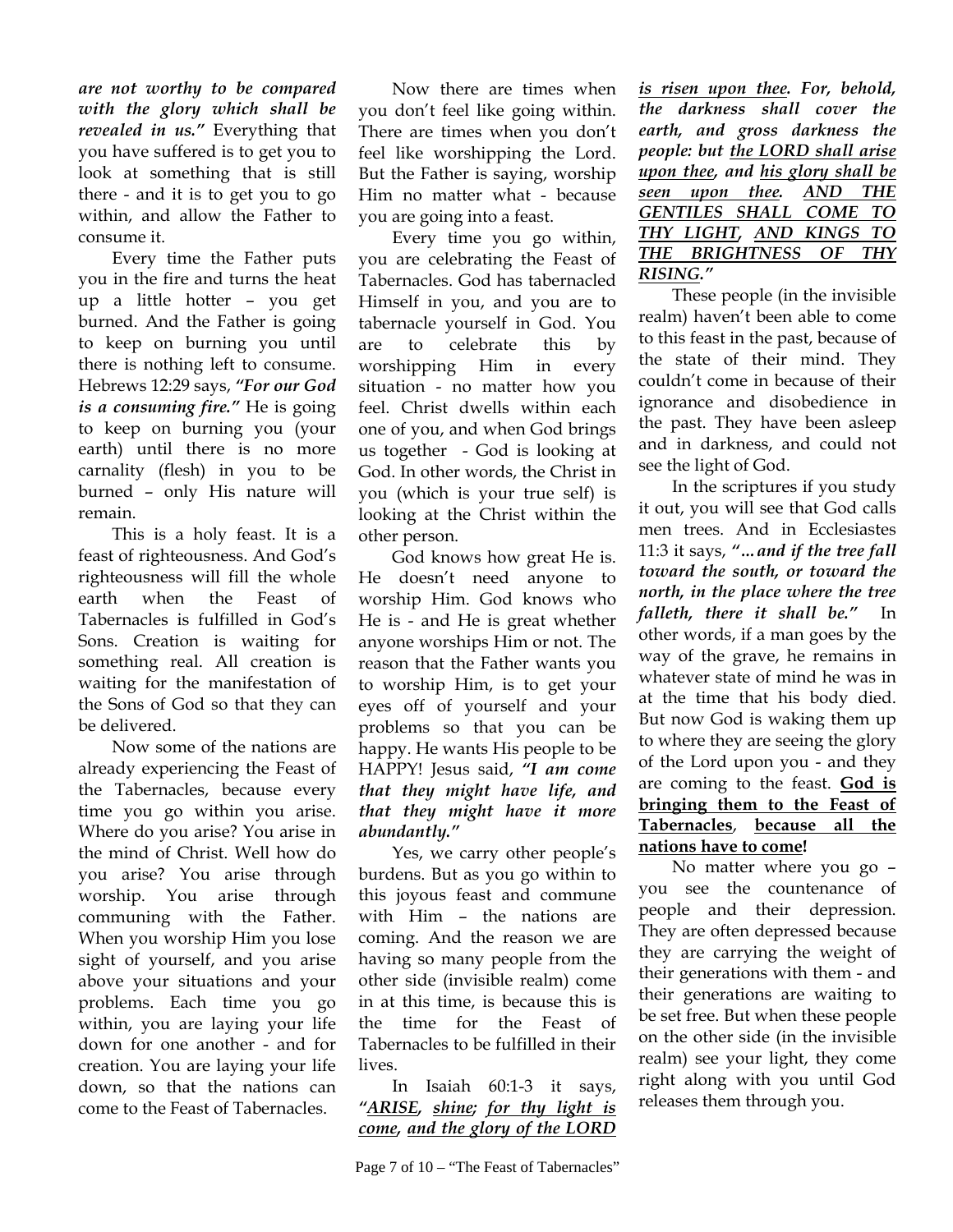***are not worthy to be compared with the glory which shall be revealed in us."*** Everything that you have suffered is to get you to look at something that is still there - and it is to get you to go within, and allow the Father to consume it.

Every time the Father puts you in the fire and turns the heat up a little hotter – you get burned. And the Father is going to keep on burning you until there is nothing left to consume. Hebrews 12:29 says, ***"For our God is a consuming fire."*** He is going to keep on burning you (your earth) until there is no more carnality (flesh) in you to be burned – only His nature will remain.

This is a holy feast. It is a feast of righteousness. And God's righteousness will fill the whole earth when the Feast of Tabernacles is fulfilled in God's Sons. Creation is waiting for something real. All creation is waiting for the manifestation of the Sons of God so that they can be delivered.

Now some of the nations are already experiencing the Feast of the Tabernacles, because every time you go within you arise. Where do you arise? You arise in the mind of Christ. Well how do you arise? You arise through worship. You arise through communing with the Father. When you worship Him you lose sight of yourself, and you arise above your situations and your problems. Each time you go within, you are laying your life down for one another - and for creation. You are laying your life down, so that the nations can come to the Feast of Tabernacles.

Now there are times when you don't feel like going within. There are times when you don't feel like worshipping the Lord. But the Father is saying, worship Him no matter what - because you are going into a feast.

Every time you go within, you are celebrating the Feast of Tabernacles. God has tabernacled Himself in you, and you are to tabernacle yourself in God. You are to celebrate this by worshipping Him in every situation - no matter how you feel. Christ dwells within each one of you, and when God brings us together - God is looking at God. In other words, the Christ in you (which is your true self) is looking at the Christ within the other person.

God knows how great He is. He doesn't need anyone to worship Him. God knows who He is - and He is great whether anyone worships Him or not. The reason that the Father wants you to worship Him, is to get your eyes off of yourself and your problems so that you can be happy. He wants His people to be HAPPY! Jesus said, ***"I am come that they might have life, and that they might have it more abundantly."***

Yes, we carry other people's burdens. But as you go within to this joyous feast and commune with Him – the nations are coming. And the reason we are having so many people from the other side (invisible realm) come in at this time, is because this is the time for the Feast of Tabernacles to be fulfilled in their lives.

In Isaiah 60:1-3 it says, ***"<u>ARISE</u>, <u>shine</u>; <u>for thy light is come</u>, <u>and the glory of the LORD is risen upon thee</u>. For, behold, the darkness shall cover the earth, and gross darkness the people: but <u>the LORD shall arise upon thee</u>, and <u>his glory shall be seen upon thee</u>. <u>AND THE GENTILES SHALL COME TO THY LIGHT</u>, <u>AND KINGS TO THE BRIGHTNESS OF THY RISING</u>."***

These people (in the invisible realm) haven't been able to come to this feast in the past, because of the state of their mind. They couldn't come in because of their ignorance and disobedience in the past. They have been asleep and in darkness, and could not see the light of God.

In the scriptures if you study it out, you will see that God calls men trees. And in Ecclesiastes 11:3 it says, ***"...and if the tree fall toward the south, or toward the north, in the place where the tree falleth, there it shall be."*** In other words, if a man goes by the way of the grave, he remains in whatever state of mind he was in at the time that his body died. But now God is waking them up to where they are seeing the glory of the Lord upon you - and they are coming to the feast. **<u>God is bringing them to the Feast of Tabernacles</u>**, **<u>because all the nations have to come</u>!**

No matter where you go – you see the countenance of people and their depression. They are often depressed because they are carrying the weight of their generations with them - and their generations are waiting to be set free. But when these people on the other side (in the invisible realm) see your light, they come right along with you until God releases them through you.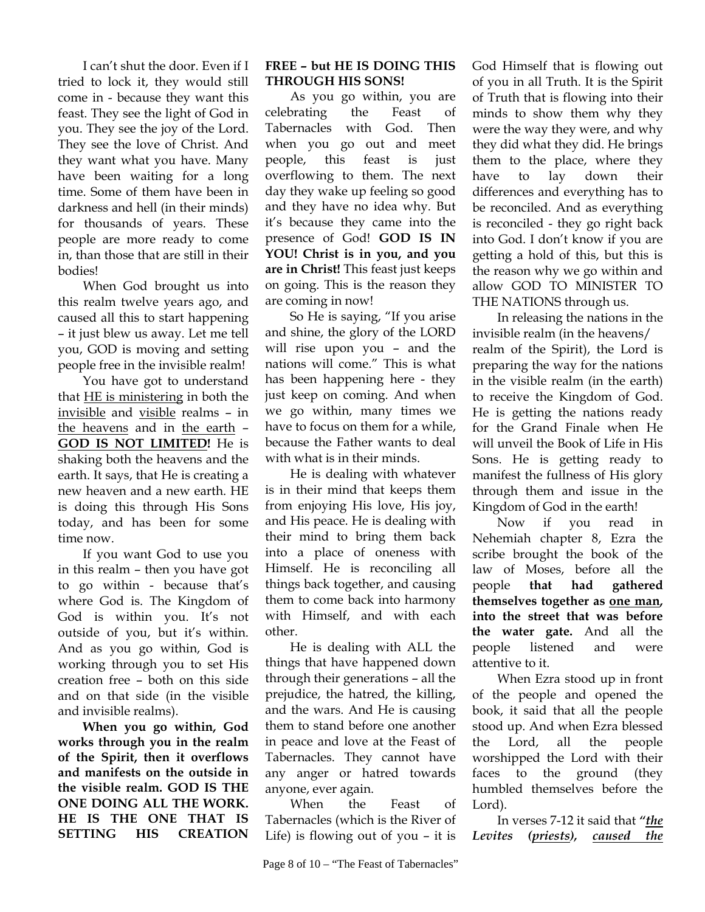I can't shut the door. Even if I tried to lock it, they would still come in - because they want this feast. They see the light of God in you. They see the joy of the Lord. They see the love of Christ. And they want what you have. Many have been waiting for a long time. Some of them have been in darkness and hell (in their minds) for thousands of years. These people are more ready to come in, than those that are still in their bodies!

When God brought us into this realm twelve years ago, and caused all this to start happening – it just blew us away. Let me tell you, GOD is moving and setting people free in the invisible realm!

You have got to understand that <u>HE is ministering</u> in both the <u>invisible</u> and <u>visible</u> realms – in <u>the heavens</u> and in <u>the earth</u> – **<u>GOD IS NOT LIMITED!</u>** He is shaking both the heavens and the earth. It says, that He is creating a new heaven and a new earth. HE is doing this through His Sons today, and has been for some time now.

If you want God to use you in this realm – then you have got to go within - because that's where God is. The Kingdom of God is within you. It's not outside of you, but it's within. And as you go within, God is working through you to set His creation free – both on this side and on that side (in the visible and invisible realms).

**When you go within, God works through you in the realm of the Spirit, then it overflows and manifests on the outside in the visible realm. GOD IS THE ONE DOING ALL THE WORK. HE IS THE ONE THAT IS SETTING HIS CREATION FREE – but HE IS DOING THIS THROUGH HIS SONS!**

As you go within, you are celebrating the Feast of Tabernacles with God. Then when you go out and meet people, this feast is just overflowing to them. The next day they wake up feeling so good and they have no idea why. But it's because they came into the presence of God! **GOD IS IN YOU! Christ is in you, and you are in Christ!** This feast just keeps on going. This is the reason they are coming in now!

So He is saying, "If you arise and shine, the glory of the LORD will rise upon you – and the nations will come." This is what has been happening here - they just keep on coming. And when we go within, many times we have to focus on them for a while, because the Father wants to deal with what is in their minds.

He is dealing with whatever is in their mind that keeps them from enjoying His love, His joy, and His peace. He is dealing with their mind to bring them back into a place of oneness with Himself. He is reconciling all things back together, and causing them to come back into harmony with Himself, and with each other.

He is dealing with ALL the things that have happened down through their generations – all the prejudice, the hatred, the killing, and the wars. And He is causing them to stand before one another in peace and love at the Feast of Tabernacles. They cannot have any anger or hatred towards anyone, ever again.

When the Feast of Tabernacles (which is the River of Life) is flowing out of you – it is God Himself that is flowing out of you in all Truth. It is the Spirit of Truth that is flowing into their minds to show them why they were the way they were, and why they did what they did. He brings them to the place, where they have to lay down their differences and everything has to be reconciled. And as everything is reconciled - they go right back into God. I don't know if you are getting a hold of this, but this is the reason why we go within and allow GOD TO MINISTER TO THE NATIONS through us.

In releasing the nations in the invisible realm (in the heavens/ realm of the Spirit), the Lord is preparing the way for the nations in the visible realm (in the earth) to receive the Kingdom of God. He is getting the nations ready for the Grand Finale when He will unveil the Book of Life in His Sons. He is getting ready to manifest the fullness of His glory through them and issue in the Kingdom of God in the earth!

Now if you read in Nehemiah chapter 8, Ezra the scribe brought the book of the law of Moses, before all the people **that had gathered themselves together as <u>one man</u>, into the street that was before the water gate.** And all the people listened and were attentive to it.

When Ezra stood up in front of the people and opened the book, it said that all the people stood up. And when Ezra blessed the Lord, all the people worshipped the Lord with their faces to the ground (they humbled themselves before the Lord).

In verses 7-12 it said that ***"<u>the</u> Levites (<u>priests</u>), <u>caused the</u>***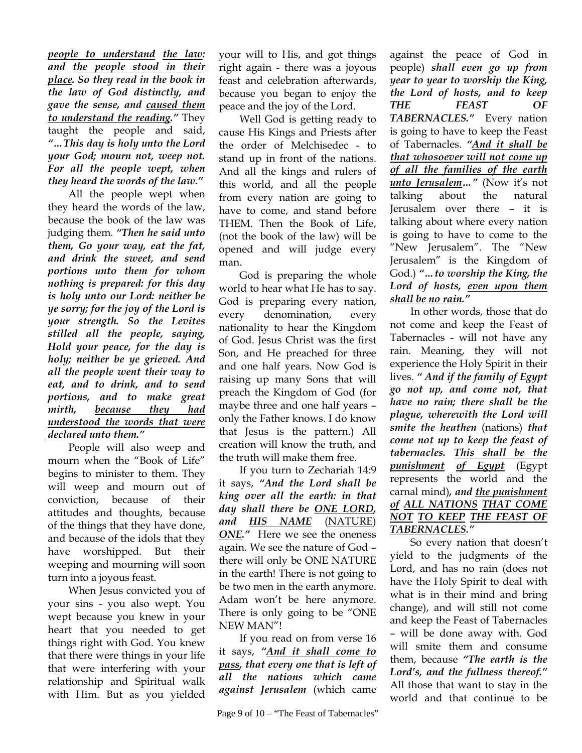***<u>people to understand</u> <u>the law</u>: and <u>the people stood in their place</u>. So they read in the book in the law of God distinctly, and gave the sense, and <u>caused them to understand the reading</u>."*** They taught the people and said, ***"…This day is holy unto the Lord your God; mourn not, weep not. For all the people wept, when they heard the words of the law."***

All the people wept when they heard the words of the law, because the book of the law was judging them. ***"Then he said unto them, Go your way, eat the fat, and drink the sweet, and send portions unto them for whom nothing is prepared: for this day is holy unto our Lord: neither be ye sorry; for the joy of the Lord is your strength. So the Levites stilled all the people, saying, Hold your peace, for the day is holy; neither be ye grieved. And all the people went their way to eat, and to drink, and to send portions, and to make great mirth, <u>because they had understood the words that were declared unto them</u>."***

People will also weep and mourn when the "Book of Life" begins to minister to them. They will weep and mourn out of conviction, because of their attitudes and thoughts, because of the things that they have done, and because of the idols that they have worshipped. But their weeping and mourning will soon turn into a joyous feast.

When Jesus convicted you of your sins - you also wept. You wept because you knew in your heart that you needed to get things right with God. You knew that there were things in your life that were interfering with your relationship and Spiritual walk with Him. But as you yielded your will to His, and got things right again - there was a joyous feast and celebration afterwards, because you began to enjoy the peace and the joy of the Lord.

Well God is getting ready to cause His Kings and Priests after the order of Melchisedec - to stand up in front of the nations. And all the kings and rulers of this world, and all the people from every nation are going to have to come, and stand before THEM. Then the Book of Life, (not the book of the law) will be opened and will judge every man.

God is preparing the whole world to hear what He has to say. God is preparing every nation, every denomination, every nationality to hear the Kingdom of God. Jesus Christ was the first Son, and He preached for three and one half years. Now God is raising up many Sons that will preach the Kingdom of God (for maybe three and one half years – only the Father knows. I do know that Jesus is the pattern.) All creation will know the truth, and the truth will make them free.

If you turn to Zechariah 14:9 it says, ***"And the Lord shall be king over all the earth: in that day shall there be <u>ONE LORD</u>, and <u>HIS NAME</u>*** (<u>NATURE</u>) ***<u>ONE</u>."*** Here we see the oneness again. We see the nature of God – there will only be ONE NATURE in the earth! There is not going to be two men in the earth anymore. Adam won't be here anymore. There is only going to be "ONE NEW MAN"!

If you read on from verse 16 it says, ***"<u>And it shall come to pass</u>, that every one that is left of all the nations which came against Jerusalem*** (which came against the peace of God in people) ***shall even go up from year to year to worship the King, the Lord of hosts, and to keep THE FEAST OF TABERNACLES."*** Every nation is going to have to keep the Feast of Tabernacles. ***"<u>And it shall be that whosoever will not come up of all the families of the earth unto Jerusalem</u>…"*** (Now it's not talking about the natural Jerusalem over there – it is talking about where every nation is going to have to come to the "New Jerusalem". The "New Jerusalem" is the Kingdom of God.) ***"…to worship the King, the Lord of hosts, <u>even upon them shall be no rain</u>."***

In other words, those that do not come and keep the Feast of Tabernacles - will not have any rain. Meaning, they will not experience the Holy Spirit in their lives. ***" And if the family of Egypt go not up, and come not, that have no rain; there shall be the plague, wherewith the Lord will smite the heathen*** (nations) ***that come not up to keep the feast of tabernacles. <u>This shall be the punishment</u> <u>of Egypt</u>*** (Egypt represents the world and the carnal mind)***, and <u>the punishment of</u> <u>ALL NATIONS</u> <u>THAT COME NOT</u> <u>TO KEEP</u> <u>THE FEAST OF TABERNACLES</u>."***

So every nation that doesn't yield to the judgments of the Lord, and has no rain (does not have the Holy Spirit to deal with what is in their mind and bring change), and will still not come and keep the Feast of Tabernacles – will be done away with. God will smite them and consume them, because ***"The earth is the Lord's, and the fullness thereof."*** All those that want to stay in the world and that continue to be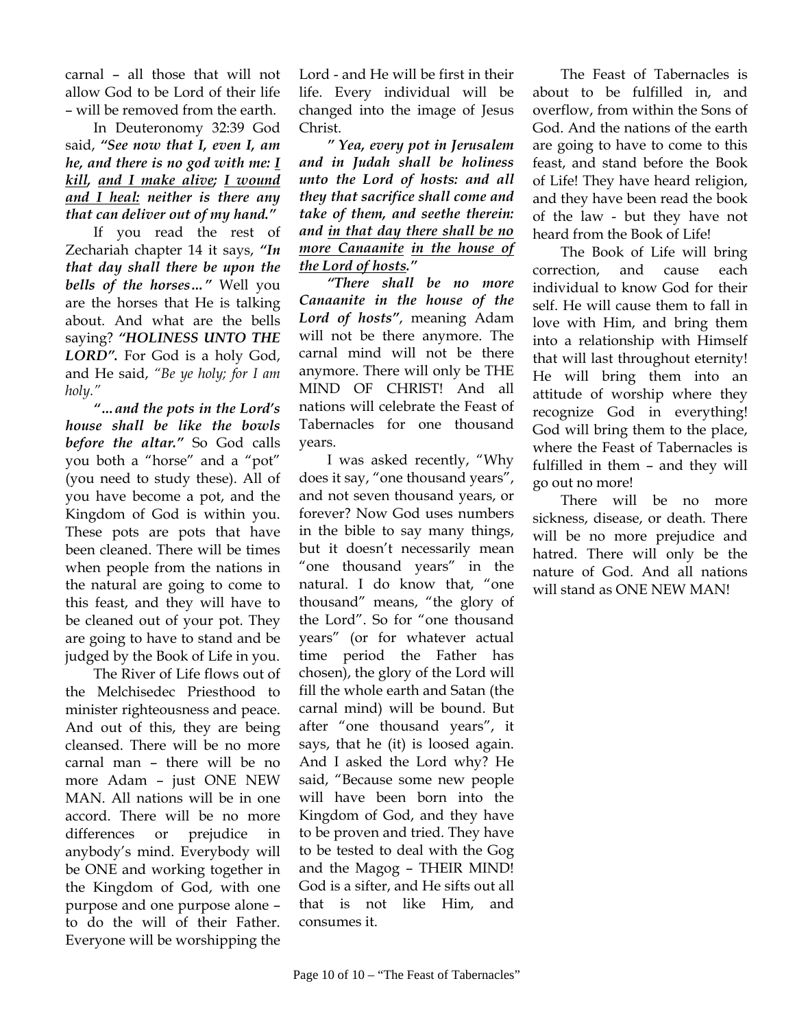carnal – all those that will not allow God to be Lord of their life – will be removed from the earth.

In Deuteronomy 32:39 God said, ***"See now that I, even I, am he, and there is no god with me: <u>I kill</u>, <u>and I make alive</u>; <u>I wound and I heal:</u> neither is there any that can deliver out of my hand."***

If you read the rest of Zechariah chapter 14 it says, ***"In that day shall there be upon the bells of the horses…"*** Well you are the horses that He is talking about. And what are the bells saying? ***"HOLINESS UNTO THE LORD".*** For God is a holy God, and He said, *"Be ye holy; for I am holy."*

***"…and the pots in the Lord's house shall be like the bowls before the altar."*** So God calls you both a "horse" and a "pot" (you need to study these). All of you have become a pot, and the Kingdom of God is within you. These pots are pots that have been cleaned. There will be times when people from the nations in the natural are going to come to this feast, and they will have to be cleaned out of your pot. They are going to have to stand and be judged by the Book of Life in you.

The River of Life flows out of the Melchisedec Priesthood to minister righteousness and peace. And out of this, they are being cleansed. There will be no more carnal man – there will be no more Adam – just ONE NEW MAN. All nations will be in one accord. There will be no more differences or prejudice in anybody's mind. Everybody will be ONE and working together in the Kingdom of God, with one purpose and one purpose alone – to do the will of their Father. Everyone will be worshipping the Lord - and He will be first in their life. Every individual will be changed into the image of Jesus Christ.

***" Yea, every pot in Jerusalem and in Judah shall be holiness unto the Lord of hosts: and all they that sacrifice shall come and take of them, and seethe therein: and <u>in that day there shall be no more Canaanite</u> <u>in the house of the Lord of hosts</u>."***

***"There shall be no more Canaanite in the house of the Lord of hosts"***, meaning Adam will not be there anymore. The carnal mind will not be there anymore. There will only be THE MIND OF CHRIST! And all nations will celebrate the Feast of Tabernacles for one thousand years.

I was asked recently, "Why does it say, "one thousand years", and not seven thousand years, or forever? Now God uses numbers in the bible to say many things, but it doesn't necessarily mean "one thousand years" in the natural. I do know that, "one thousand" means, "the glory of the Lord". So for "one thousand years" (or for whatever actual time period the Father has chosen), the glory of the Lord will fill the whole earth and Satan (the carnal mind) will be bound. But after "one thousand years", it says, that he (it) is loosed again. And I asked the Lord why? He said, "Because some new people will have been born into the Kingdom of God, and they have to be proven and tried. They have to be tested to deal with the Gog and the Magog – THEIR MIND! God is a sifter, and He sifts out all that is not like Him, and consumes it.

The Feast of Tabernacles is about to be fulfilled in, and overflow, from within the Sons of God. And the nations of the earth are going to have to come to this feast, and stand before the Book of Life! They have heard religion, and they have been read the book of the law - but they have not heard from the Book of Life!

The Book of Life will bring correction, and cause each individual to know God for their self. He will cause them to fall in love with Him, and bring them into a relationship with Himself that will last throughout eternity! He will bring them into an attitude of worship where they recognize God in everything! God will bring them to the place, where the Feast of Tabernacles is fulfilled in them – and they will go out no more!

There will be no more sickness, disease, or death. There will be no more prejudice and hatred. There will only be the nature of God. And all nations will stand as ONE NEW MAN!